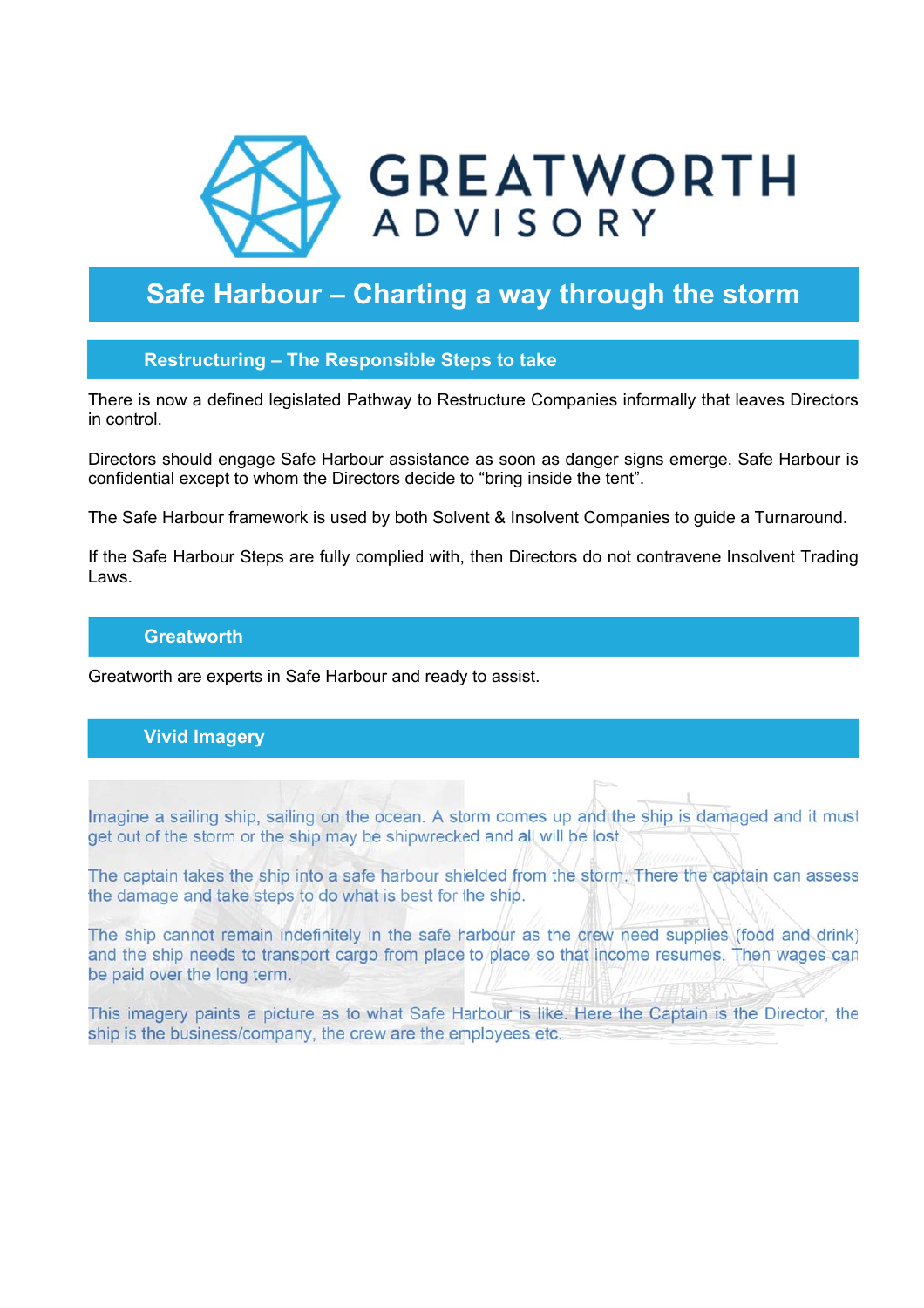# GREATWORTH ADVISORY

# Safe Harbour – Charting a way through the storm

## Restructuring – The Responsible Steps to take

There is now a defined legislated Pathway to Restructure Companies informally that leaves Directors in control.

Directors should engage Safe Harbour assistance as soon as danger signs emerge. Safe Harbour is confidential except to whom the Directors decide to "bring inside the tent".

The Safe Harbour framework is used by both Solvent & Insolvent Companies to guide a Turnaround.

If the Safe Harbour Steps are fully complied with, then Directors do not contravene Insolvent Trading Laws.

## Greatworth

Greatworth are experts in Safe Harbour and ready to assist.

## Vivid Imagery

Imagine a sailing ship, sailing on the ocean. A storm comes up and the ship is damaged and it must get out of the storm or the ship may be shipwrecked and all will be lost.

The captain takes the ship into a safe harbour shielded from the storm. There the captain can assess the damage and take steps to do what is best for the ship.

The ship cannot remain indefinitely in the safe harbour as the crew need supplies (food and drink) and the ship needs to transport cargo from place to place so that income resumes. Then wages can be paid over the long term.

This imagery paints a picture as to what Safe Harbour is like. Here the Captain is the Director, the ship is the business/company, the crew are the employees etc.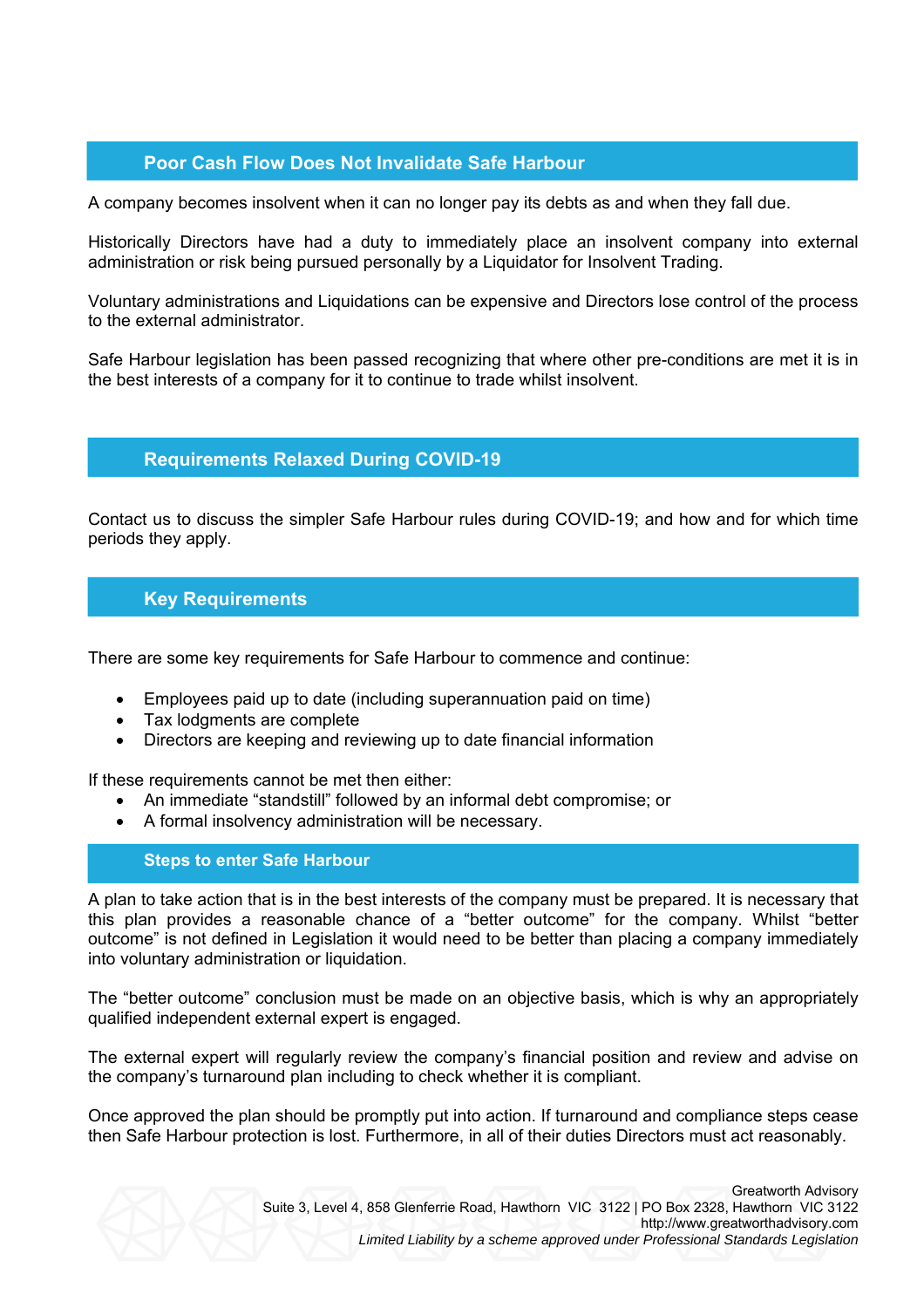## Poor Cash Flow Does Not Invalidate Safe Harbour

A company becomes insolvent when it can no longer pay its debts as and when they fall due.

Historically Directors have had a duty to immediately place an insolvent company into external administration or risk being pursued personally by a Liquidator for Insolvent Trading.

Voluntary administrations and Liquidations can be expensive and Directors lose control of the process to the external administrator.

Safe Harbour legislation has been passed recognizing that where other pre-conditions are met it is in the best interests of a company for it to continue to trade whilst insolvent.

## Requirements Relaxed During COVID-19

Contact us to discuss the simpler Safe Harbour rules during COVID-19; and how and for which time periods they apply.

## Key Requirements

There are some key requirements for Safe Harbour to commence and continue:

- Employees paid up to date (including superannuation paid on time)
- Tax lodgments are complete
- Directors are keeping and reviewing up to date financial information

If these requirements cannot be met then either:

- An immediate "standstill" followed by an informal debt compromise; or
- A formal insolvency administration will be necessary.

## Steps to enter Safe Harbour

A plan to take action that is in the best interests of the company must be prepared. It is necessary that this plan provides a reasonable chance of a "better outcome" for the company. Whilst "better outcome" is not defined in Legislation it would need to be better than placing a company immediately into voluntary administration or liquidation.

The "better outcome" conclusion must be made on an objective basis, which is why an appropriately qualified independent external expert is engaged.

The external expert will regularly review the company's financial position and review and advise on the company's turnaround plan including to check whether it is compliant.

Once approved the plan should be promptly put into action. If turnaround and compliance steps cease then Safe Harbour protection is lost. Furthermore, in all of their duties Directors must act reasonably.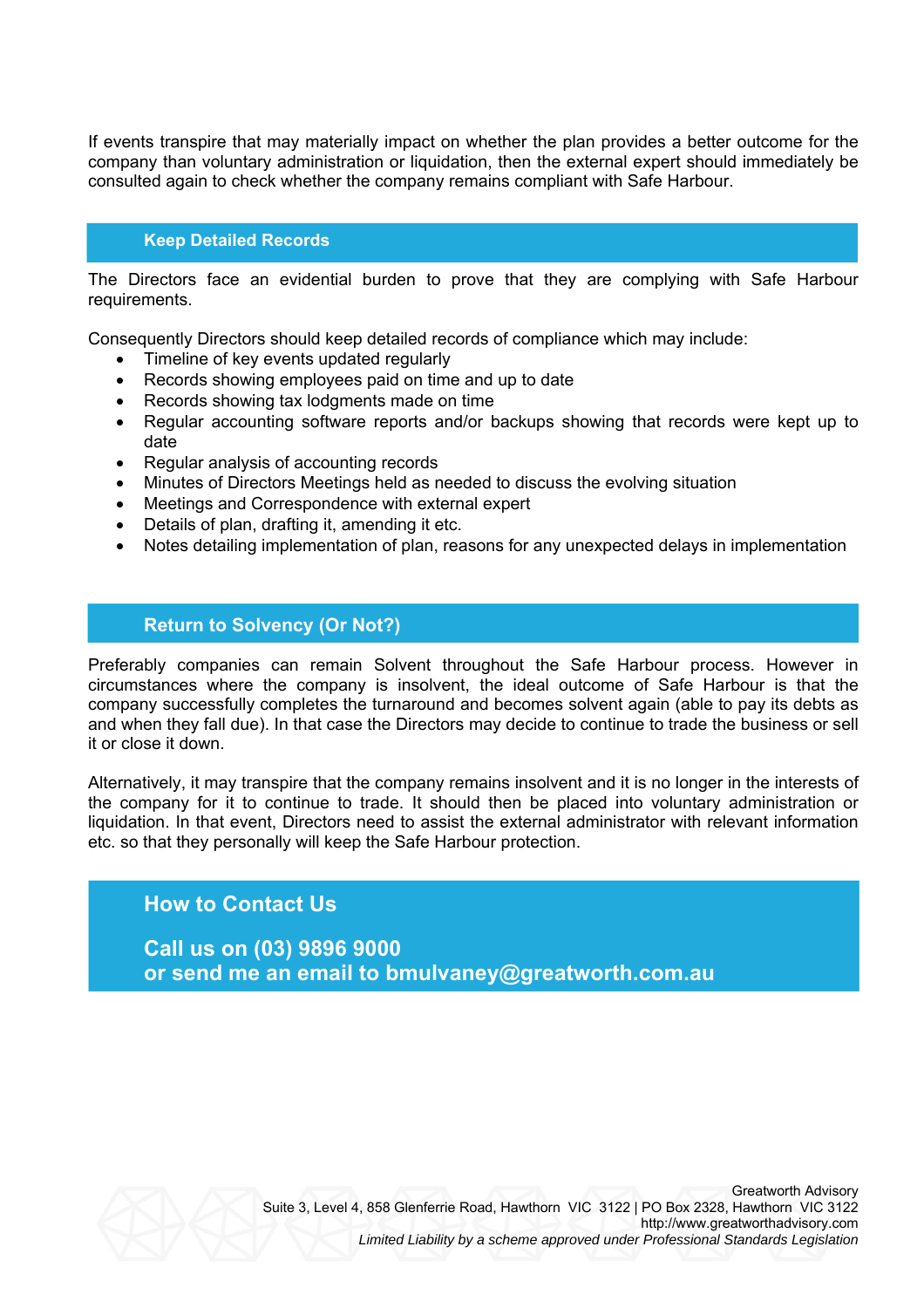If events transpire that may materially impact on whether the plan provides a better outcome for the company than voluntary administration or liquidation, then the external expert should immediately be consulted again to check whether the company remains compliant with Safe Harbour.

## Keep Detailed Records

The Directors face an evidential burden to prove that they are complying with Safe Harbour requirements.

Consequently Directors should keep detailed records of compliance which may include:

- Timeline of key events updated regularly
- Records showing employees paid on time and up to date
- Records showing tax lodgments made on time
- Regular accounting software reports and/or backups showing that records were kept up to date
- Regular analysis of accounting records
- Minutes of Directors Meetings held as needed to discuss the evolving situation
- Meetings and Correspondence with external expert
- Details of plan, drafting it, amending it etc.
- Notes detailing implementation of plan, reasons for any unexpected delays in implementation

## Return to Solvency (Or Not?)

Preferably companies can remain Solvent throughout the Safe Harbour process. However in circumstances where the company is insolvent, the ideal outcome of Safe Harbour is that the company successfully completes the turnaround and becomes solvent again (able to pay its debts as and when they fall due). In that case the Directors may decide to continue to trade the business or sell it or close it down.

Alternatively, it may transpire that the company remains insolvent and it is no longer in the interests of the company for it to continue to trade. It should then be placed into voluntary administration or liquidation. In that event, Directors need to assist the external administrator with relevant information etc. so that they personally will keep the Safe Harbour protection.

## How to Contact Us

**Call us on (03) 9896 9000**
**or send me an email to bmulvaney@greatworth.com.au**

Greatworth Advisory
Suite 3, Level 4, 858 Glenferrie Road, Hawthorn VIC 3122 | PO Box 2328, Hawthorn VIC 3122
http://www.greatworthadvisory.com
*Limited Liability by a scheme approved under Professional Standards Legislation*